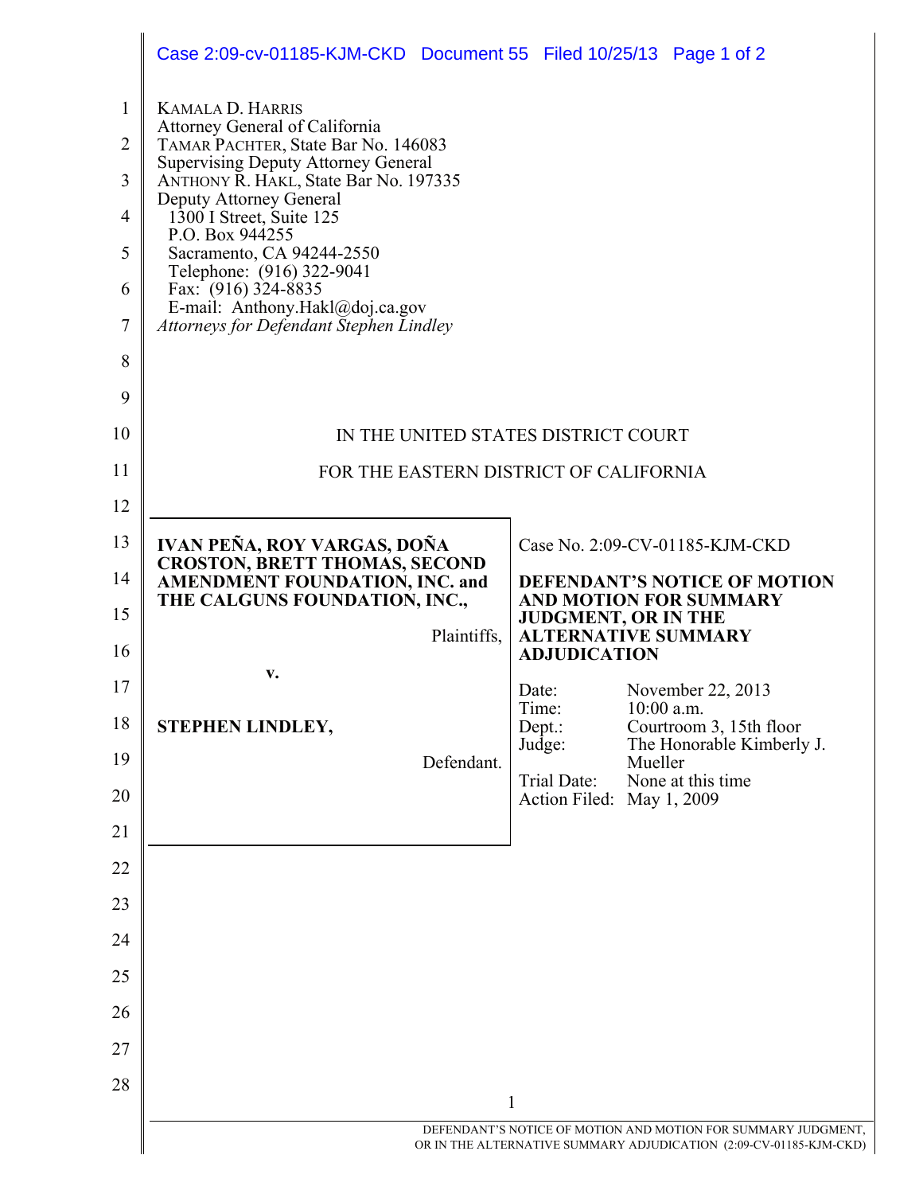KAMALA D. HARRIS
Attorney General of California
TAMAR PACHTER, State Bar No. 146083
Supervising Deputy Attorney General
ANTHONY R. HAKL, State Bar No. 197335
Deputy Attorney General
1300 I Street, Suite 125
P.O. Box 944255
Sacramento, CA 94244-2550
Telephone: (916) 322-9041
Fax: (916) 324-8835
E-mail: Anthony.Hakl@doj.ca.gov
*Attorneys for Defendant Stephen Lindley*

IN THE UNITED STATES DISTRICT COURT

FOR THE EASTERN DISTRICT OF CALIFORNIA

**IVAN PEÑA, ROY VARGAS, DOÑA CROSTON, BRETT THOMAS, SECOND AMENDMENT FOUNDATION, INC. and THE CALGUNS FOUNDATION, INC.,**

Plaintiffs,

**v.**

**STEPHEN LINDLEY,**

Defendant.

Case No. 2:09-CV-01185-KJM-CKD

**DEFENDANT'S NOTICE OF MOTION AND MOTION FOR SUMMARY JUDGMENT, OR IN THE ALTERNATIVE SUMMARY ADJUDICATION**

Date: November 22, 2013
Time: 10:00 a.m.
Dept.: Courtroom 3, 15th floor
Judge: The Honorable Kimberly J. Mueller
Trial Date: None at this time
Action Filed: May 1, 2009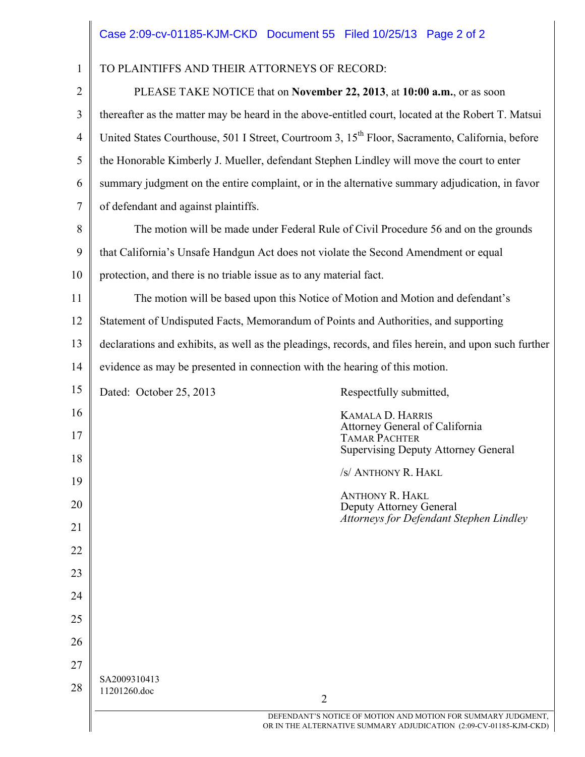TO PLAINTIFFS AND THEIR ATTORNEYS OF RECORD:

PLEASE TAKE NOTICE that on **November 22, 2013**, at **10:00 a.m.**, or as soon thereafter as the matter may be heard in the above-entitled court, located at the Robert T. Matsui United States Courthouse, 501 I Street, Courtroom 3, 15th Floor, Sacramento, California, before the Honorable Kimberly J. Mueller, defendant Stephen Lindley will move the court to enter summary judgment on the entire complaint, or in the alternative summary adjudication, in favor of defendant and against plaintiffs.

The motion will be made under Federal Rule of Civil Procedure 56 and on the grounds that California's Unsafe Handgun Act does not violate the Second Amendment or equal protection, and there is no triable issue as to any material fact.

The motion will be based upon this Notice of Motion and Motion and defendant's Statement of Undisputed Facts, Memorandum of Points and Authorities, and supporting declarations and exhibits, as well as the pleadings, records, and files herein, and upon such further evidence as may be presented in connection with the hearing of this motion.

Dated: October 25, 2013

Respectfully submitted,

KAMALA D. HARRIS
Attorney General of California
TAMAR PACHTER
Supervising Deputy Attorney General

/s/ ANTHONY R. HAKL

ANTHONY R. HAKL
Deputy Attorney General
*Attorneys for Defendant Stephen Lindley*

SA2009310413
11201260.doc